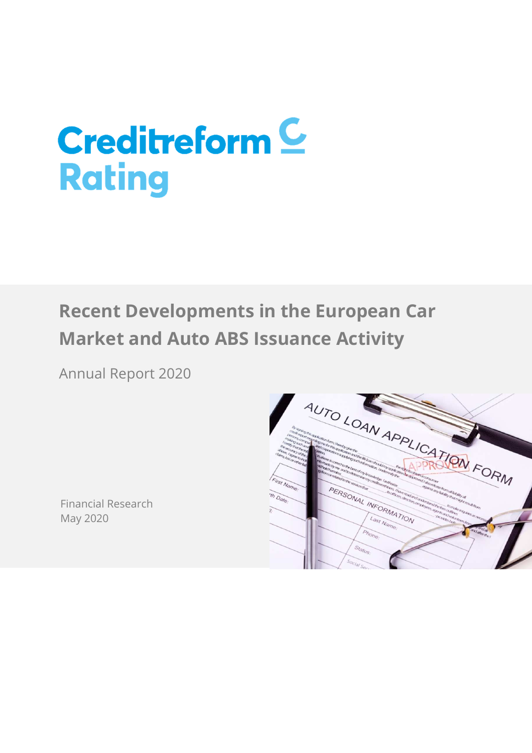Creditreform Rating

# Recent Developments in the European Car Market and Auto ABS Issuance Activity

Annual Report 2020

Financial Research
May 2020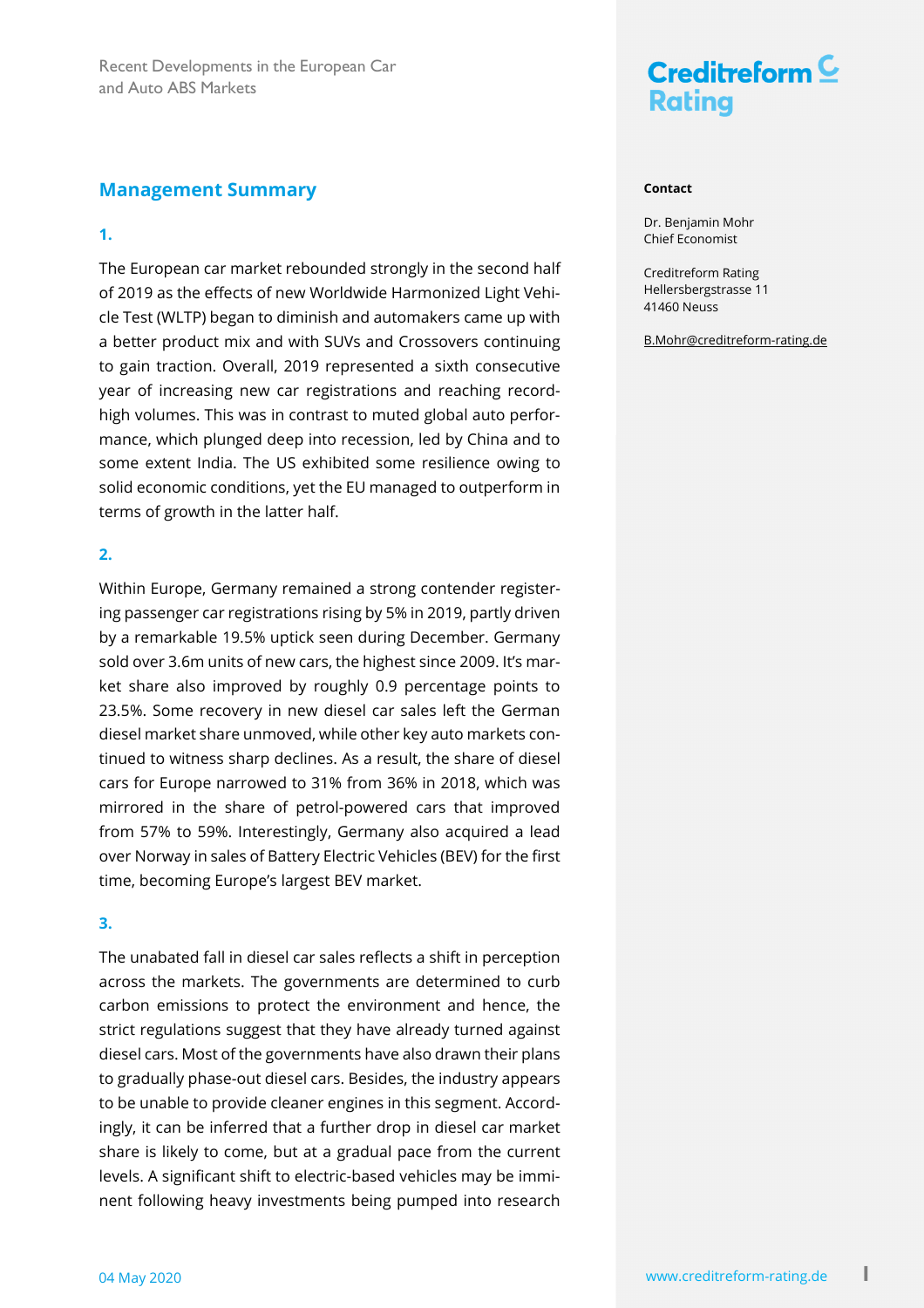## Management Summary

**1.**

The European car market rebounded strongly in the second half of 2019 as the effects of new Worldwide Harmonized Light Vehicle Test (WLTP) began to diminish and automakers came up with a better product mix and with SUVs and Crossovers continuing to gain traction. Overall, 2019 represented a sixth consecutive year of increasing new car registrations and reaching record-high volumes. This was in contrast to muted global auto performance, which plunged deep into recession, led by China and to some extent India. The US exhibited some resilience owing to solid economic conditions, yet the EU managed to outperform in terms of growth in the latter half.

**2.**

Within Europe, Germany remained a strong contender registering passenger car registrations rising by 5% in 2019, partly driven by a remarkable 19.5% uptick seen during December. Germany sold over 3.6m units of new cars, the highest since 2009. It's market share also improved by roughly 0.9 percentage points to 23.5%. Some recovery in new diesel car sales left the German diesel market share unmoved, while other key auto markets continued to witness sharp declines. As a result, the share of diesel cars for Europe narrowed to 31% from 36% in 2018, which was mirrored in the share of petrol-powered cars that improved from 57% to 59%. Interestingly, Germany also acquired a lead over Norway in sales of Battery Electric Vehicles (BEV) for the first time, becoming Europe's largest BEV market.

**3.**

The unabated fall in diesel car sales reflects a shift in perception across the markets. The governments are determined to curb carbon emissions to protect the environment and hence, the strict regulations suggest that they have already turned against diesel cars. Most of the governments have also drawn their plans to gradually phase-out diesel cars. Besides, the industry appears to be unable to provide cleaner engines in this segment. Accordingly, it can be inferred that a further drop in diesel car market share is likely to come, but at a gradual pace from the current levels. A significant shift to electric-based vehicles may be imminent following heavy investments being pumped into research

**Contact**

Dr. Benjamin Mohr
Chief Economist

Creditreform Rating
Hellersbergstrasse 11
41460 Neuss

B.Mohr@creditreform-rating.de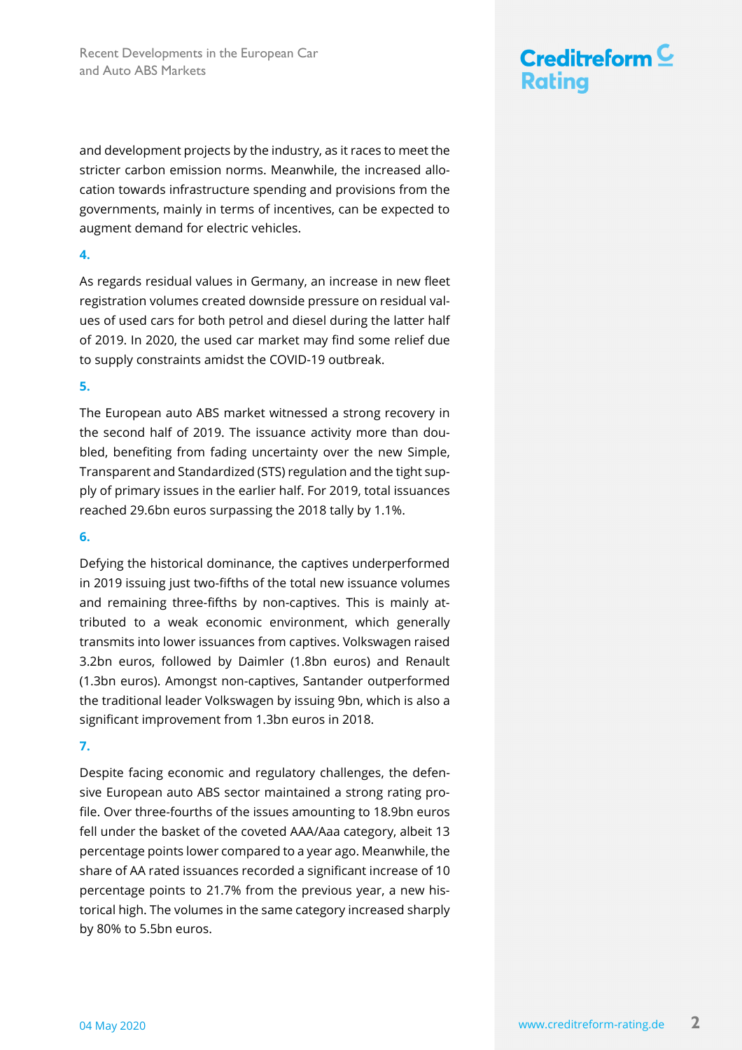and development projects by the industry, as it races to meet the stricter carbon emission norms. Meanwhile, the increased allocation towards infrastructure spending and provisions from the governments, mainly in terms of incentives, can be expected to augment demand for electric vehicles.

**4.**

As regards residual values in Germany, an increase in new fleet registration volumes created downside pressure on residual values of used cars for both petrol and diesel during the latter half of 2019. In 2020, the used car market may find some relief due to supply constraints amidst the COVID-19 outbreak.

**5.**

The European auto ABS market witnessed a strong recovery in the second half of 2019. The issuance activity more than doubled, benefiting from fading uncertainty over the new Simple, Transparent and Standardized (STS) regulation and the tight supply of primary issues in the earlier half. For 2019, total issuances reached 29.6bn euros surpassing the 2018 tally by 1.1%.

**6.**

Defying the historical dominance, the captives underperformed in 2019 issuing just two-fifths of the total new issuance volumes and remaining three-fifths by non-captives. This is mainly attributed to a weak economic environment, which generally transmits into lower issuances from captives. Volkswagen raised 3.2bn euros, followed by Daimler (1.8bn euros) and Renault (1.3bn euros). Amongst non-captives, Santander outperformed the traditional leader Volkswagen by issuing 9bn, which is also a significant improvement from 1.3bn euros in 2018.

**7.**

Despite facing economic and regulatory challenges, the defensive European auto ABS sector maintained a strong rating profile. Over three-fourths of the issues amounting to 18.9bn euros fell under the basket of the coveted AAA/Aaa category, albeit 13 percentage points lower compared to a year ago. Meanwhile, the share of AA rated issuances recorded a significant increase of 10 percentage points to 21.7% from the previous year, a new historical high. The volumes in the same category increased sharply by 80% to 5.5bn euros.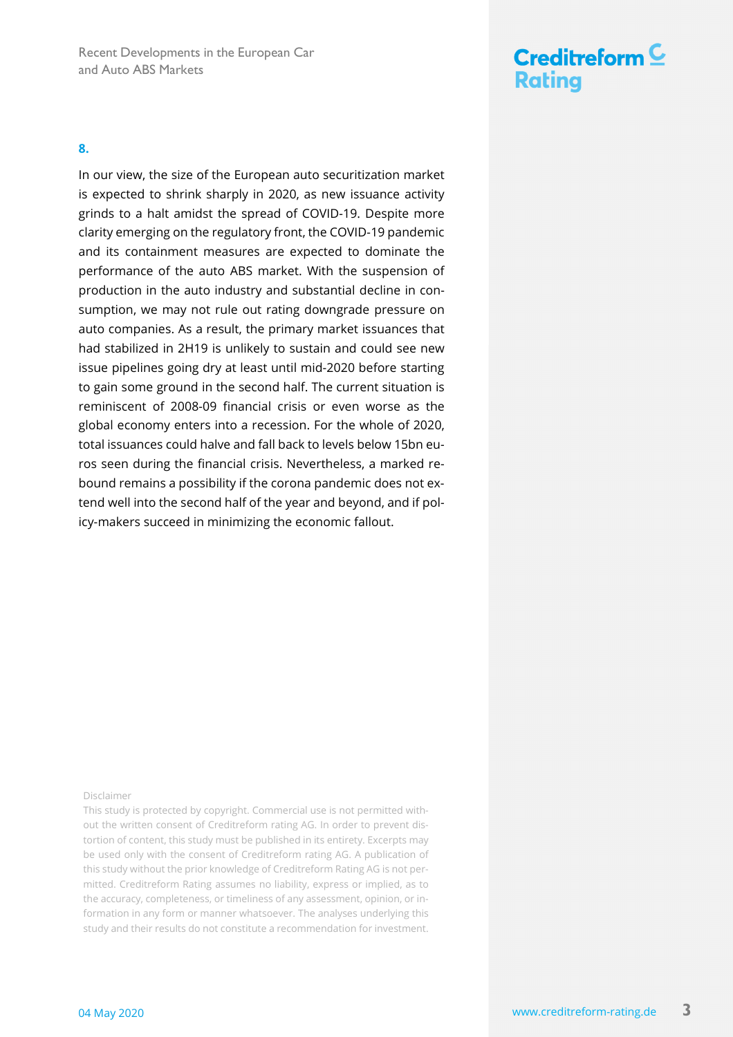**8.**

In our view, the size of the European auto securitization market is expected to shrink sharply in 2020, as new issuance activity grinds to a halt amidst the spread of COVID-19. Despite more clarity emerging on the regulatory front, the COVID-19 pandemic and its containment measures are expected to dominate the performance of the auto ABS market. With the suspension of production in the auto industry and substantial decline in consumption, we may not rule out rating downgrade pressure on auto companies. As a result, the primary market issuances that had stabilized in 2H19 is unlikely to sustain and could see new issue pipelines going dry at least until mid-2020 before starting to gain some ground in the second half. The current situation is reminiscent of 2008-09 financial crisis or even worse as the global economy enters into a recession. For the whole of 2020, total issuances could halve and fall back to levels below 15bn euros seen during the financial crisis. Nevertheless, a marked rebound remains a possibility if the corona pandemic does not extend well into the second half of the year and beyond, and if policy-makers succeed in minimizing the economic fallout.

Disclaimer

This study is protected by copyright. Commercial use is not permitted without the written consent of Creditreform rating AG. In order to prevent distortion of content, this study must be published in its entirety. Excerpts may be used only with the consent of Creditreform rating AG. A publication of this study without the prior knowledge of Creditreform Rating AG is not permitted. Creditreform Rating assumes no liability, express or implied, as to the accuracy, completeness, or timeliness of any assessment, opinion, or information in any form or manner whatsoever. The analyses underlying this study and their results do not constitute a recommendation for investment.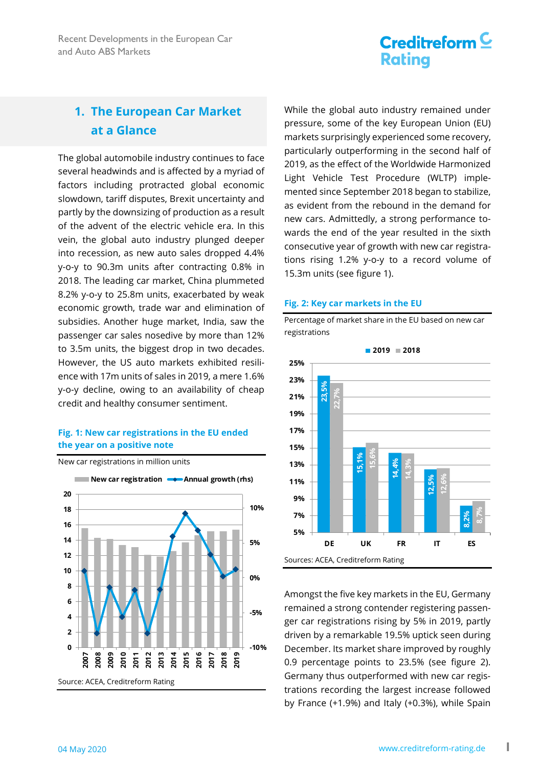## 1. The European Car Market at a Glance

The global automobile industry continues to face several headwinds and is affected by a myriad of factors including protracted global economic slowdown, tariff disputes, Brexit uncertainty and partly by the downsizing of production as a result of the advent of the electric vehicle era. In this vein, the global auto industry plunged deeper into recession, as new auto sales dropped 4.4% y-o-y to 90.3m units after contracting 0.8% in 2018. The leading car market, China plummeted 8.2% y-o-y to 25.8m units, exacerbated by weak economic growth, trade war and elimination of subsidies. Another huge market, India, saw the passenger car sales nosedive by more than 12% to 3.5m units, the biggest drop in two decades. However, the US auto markets exhibited resilience with 17m units of sales in 2019, a mere 1.6% y-o-y decline, owing to an availability of cheap credit and healthy consumer sentiment.

**Fig. 1: New car registrations in the EU ended the year on a positive note**

New car registrations in million units

Source: ACEA, Creditreform Rating

While the global auto industry remained under pressure, some of the key European Union (EU) markets surprisingly experienced some recovery, particularly outperforming in the second half of 2019, as the effect of the Worldwide Harmonized Light Vehicle Test Procedure (WLTP) implemented since September 2018 began to stabilize, as evident from the rebound in the demand for new cars. Admittedly, a strong performance towards the end of the year resulted in the sixth consecutive year of growth with new car registrations rising 1.2% y-o-y to a record volume of 15.3m units (see figure 1).

**Fig. 2: Key car markets in the EU**

Percentage of market share in the EU based on new car registrations

| | DE | UK | FR | IT | ES |
|---|---|---|---|---|---|
| 2019 | 23,5% | 15,1% | 14,4% | 12,5% | 8,2% |
| 2018 | 22,7% | 15,6% | 14,3% | 12,6% | 8,7% |

Sources: ACEA, Creditreform Rating

Amongst the five key markets in the EU, Germany remained a strong contender registering passenger car registrations rising by 5% in 2019, partly driven by a remarkable 19.5% uptick seen during December. Its market share improved by roughly 0.9 percentage points to 23.5% (see figure 2). Germany thus outperformed with new car registrations recording the largest increase followed by France (+1.9%) and Italy (+0.3%), while Spain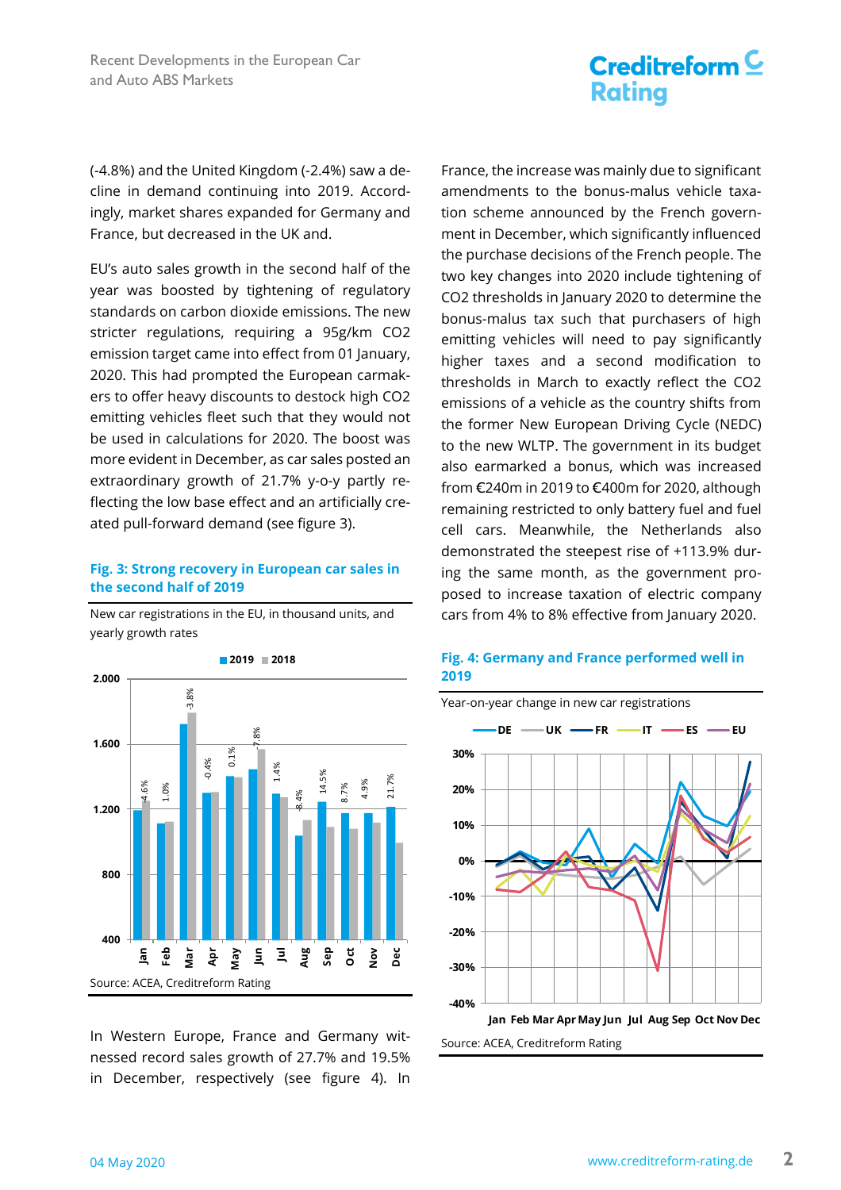(-4.8%) and the United Kingdom (-2.4%) saw a decline in demand continuing into 2019. Accordingly, market shares expanded for Germany and France, but decreased in the UK and.

EU's auto sales growth in the second half of the year was boosted by tightening of regulatory standards on carbon dioxide emissions. The new stricter regulations, requiring a 95g/km CO2 emission target came into effect from 01 January, 2020. This had prompted the European carmakers to offer heavy discounts to destock high CO2 emitting vehicles fleet such that they would not be used in calculations for 2020. The boost was more evident in December, as car sales posted an extraordinary growth of 21.7% y-o-y partly reflecting the low base effect and an artificially created pull-forward demand (see figure 3).

**Fig. 3: Strong recovery in European car sales in the second half of 2019**

New car registrations in the EU, in thousand units, and yearly growth rates

Source: ACEA, Creditreform Rating

In Western Europe, France and Germany witnessed record sales growth of 27.7% and 19.5% in December, respectively (see figure 4). In France, the increase was mainly due to significant amendments to the bonus-malus vehicle taxation scheme announced by the French government in December, which significantly influenced the purchase decisions of the French people. The two key changes into 2020 include tightening of CO2 thresholds in January 2020 to determine the bonus-malus tax such that purchasers of high emitting vehicles will need to pay significantly higher taxes and a second modification to thresholds in March to exactly reflect the CO2 emissions of a vehicle as the country shifts from the former New European Driving Cycle (NEDC) to the new WLTP. The government in its budget also earmarked a bonus, which was increased from €240m in 2019 to €400m for 2020, although remaining restricted to only battery fuel and fuel cell cars. Meanwhile, the Netherlands also demonstrated the steepest rise of +113.9% during the same month, as the government proposed to increase taxation of electric company cars from 4% to 8% effective from January 2020.

**Fig. 4: Germany and France performed well in 2019**

Year-on-year change in new car registrations

Source: ACEA, Creditreform Rating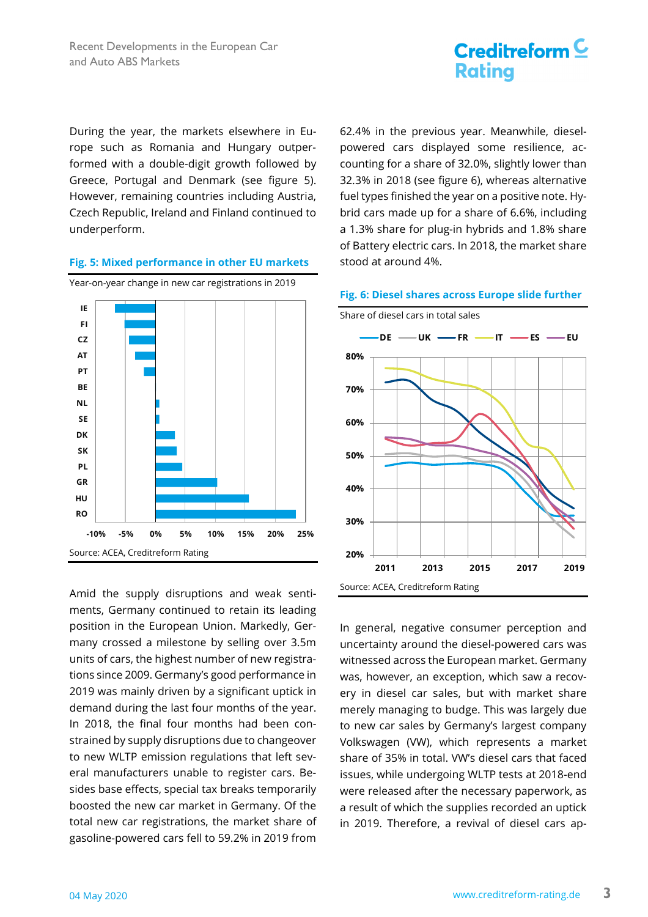During the year, the markets elsewhere in Europe such as Romania and Hungary outperformed with a double-digit growth followed by Greece, Portugal and Denmark (see figure 5). However, remaining countries including Austria, Czech Republic, Ireland and Finland continued to underperform.

**Fig. 5: Mixed performance in other EU markets**

Year-on-year change in new car registrations in 2019

Source: ACEA, Creditreform Rating

Amid the supply disruptions and weak sentiments, Germany continued to retain its leading position in the European Union. Markedly, Germany crossed a milestone by selling over 3.5m units of cars, the highest number of new registrations since 2009. Germany's good performance in 2019 was mainly driven by a significant uptick in demand during the last four months of the year. In 2018, the final four months had been constrained by supply disruptions due to changeover to new WLTP emission regulations that left several manufacturers unable to register cars. Besides base effects, special tax breaks temporarily boosted the new car market in Germany. Of the total new car registrations, the market share of gasoline-powered cars fell to 59.2% in 2019 from 62.4% in the previous year. Meanwhile, diesel-powered cars displayed some resilience, accounting for a share of 32.0%, slightly lower than 32.3% in 2018 (see figure 6), whereas alternative fuel types finished the year on a positive note. Hybrid cars made up for a share of 6.6%, including a 1.3% share for plug-in hybrids and 1.8% share of Battery electric cars. In 2018, the market share stood at around 4%.

**Fig. 6: Diesel shares across Europe slide further**

Share of diesel cars in total sales

Source: ACEA, Creditreform Rating

In general, negative consumer perception and uncertainty around the diesel-powered cars was witnessed across the European market. Germany was, however, an exception, which saw a recovery in diesel car sales, but with market share merely managing to budge. This was largely due to new car sales by Germany's largest company Volkswagen (VW), which represents a market share of 35% in total. VW's diesel cars that faced issues, while undergoing WLTP tests at 2018-end were released after the necessary paperwork, as a result of which the supplies recorded an uptick in 2019. Therefore, a revival of diesel cars ap-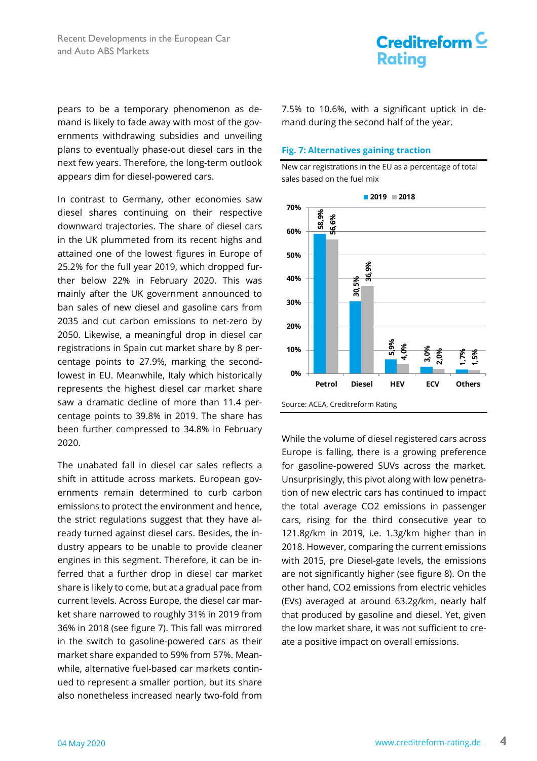pears to be a temporary phenomenon as demand is likely to fade away with most of the governments withdrawing subsidies and unveiling plans to eventually phase-out diesel cars in the next few years. Therefore, the long-term outlook appears dim for diesel-powered cars.

In contrast to Germany, other economies saw diesel shares continuing on their respective downward trajectories. The share of diesel cars in the UK plummeted from its recent highs and attained one of the lowest figures in Europe of 25.2% for the full year 2019, which dropped further below 22% in February 2020. This was mainly after the UK government announced to ban sales of new diesel and gasoline cars from 2035 and cut carbon emissions to net-zero by 2050. Likewise, a meaningful drop in diesel car registrations in Spain cut market share by 8 percentage points to 27.9%, marking the second-lowest in EU. Meanwhile, Italy which historically represents the highest diesel car market share saw a dramatic decline of more than 11.4 percentage points to 39.8% in 2019. The share has been further compressed to 34.8% in February 2020.

The unabated fall in diesel car sales reflects a shift in attitude across markets. European governments remain determined to curb carbon emissions to protect the environment and hence, the strict regulations suggest that they have already turned against diesel cars. Besides, the industry appears to be unable to provide cleaner engines in this segment. Therefore, it can be inferred that a further drop in diesel car market share is likely to come, but at a gradual pace from current levels. Across Europe, the diesel car market share narrowed to roughly 31% in 2019 from 36% in 2018 (see figure 7). This fall was mirrored in the switch to gasoline-powered cars as their market share expanded to 59% from 57%. Meanwhile, alternative fuel-based car markets continued to represent a smaller portion, but its share also nonetheless increased nearly two-fold from 7.5% to 10.6%, with a significant uptick in demand during the second half of the year.

**Fig. 7: Alternatives gaining traction**

New car registrations in the EU as a percentage of total sales based on the fuel mix

| | 2019 | 2018 |
|---|---|---|
| Petrol | 58,9% | 56,6% |
| Diesel | 30,5% | 36,9% |
| HEV | 5,9% | 4,0% |
| ECV | 3,0% | 2,0% |
| Others | 1,7% | 1,5% |

Source: ACEA, Creditreform Rating

While the volume of diesel registered cars across Europe is falling, there is a growing preference for gasoline-powered SUVs across the market. Unsurprisingly, this pivot along with low penetration of new electric cars has continued to impact the total average $CO_2$ emissions in passenger cars, rising for the third consecutive year to 121.8g/km in 2019, i.e. 1.3g/km higher than in 2018. However, comparing the current emissions with 2015, pre Diesel-gate levels, the emissions are not significantly higher (see figure 8). On the other hand, $CO_2$ emissions from electric vehicles (EVs) averaged at around 63.2g/km, nearly half that produced by gasoline and diesel. Yet, given the low market share, it was not sufficient to create a positive impact on overall emissions.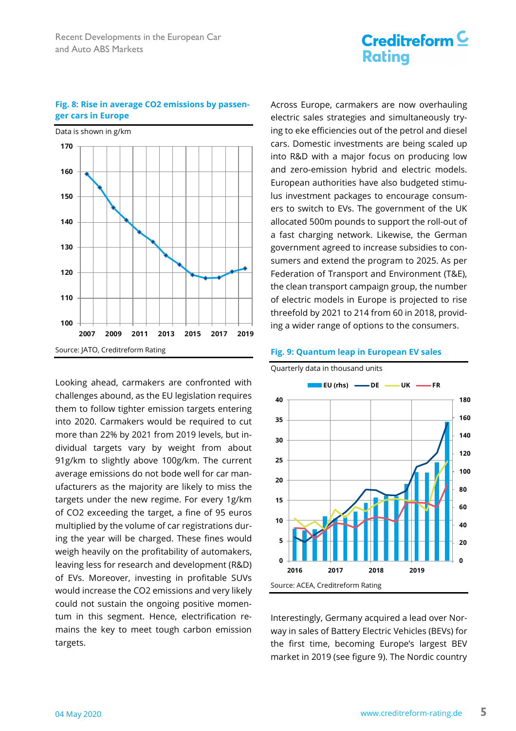**Fig. 8: Rise in average CO2 emissions by passenger cars in Europe**

Data is shown in g/km

Source: JATO, Creditreform Rating

Looking ahead, carmakers are confronted with challenges abound, as the EU legislation requires them to follow tighter emission targets entering into 2020. Carmakers would be required to cut more than 22% by 2021 from 2019 levels, but individual targets vary by weight from about 91g/km to slightly above 100g/km. The current average emissions do not bode well for car manufacturers as the majority are likely to miss the targets under the new regime. For every 1g/km of CO2 exceeding the target, a fine of 95 euros multiplied by the volume of car registrations during the year will be charged. These fines would weigh heavily on the profitability of automakers, leaving less for research and development (R&D) of EVs. Moreover, investing in profitable SUVs would increase the CO2 emissions and very likely could not sustain the ongoing positive momentum in this segment. Hence, electrification remains the key to meet tough carbon emission targets.

Across Europe, carmakers are now overhauling electric sales strategies and simultaneously trying to eke efficiencies out of the petrol and diesel cars. Domestic investments are being scaled up into R&D with a major focus on producing low and zero-emission hybrid and electric models. European authorities have also budgeted stimulus investment packages to encourage consumers to switch to EVs. The government of the UK allocated 500m pounds to support the roll-out of a fast charging network. Likewise, the German government agreed to increase subsidies to consumers and extend the program to 2025. As per Federation of Transport and Environment (T&E), the clean transport campaign group, the number of electric models in Europe is projected to rise threefold by 2021 to 214 from 60 in 2018, providing a wider range of options to the consumers.

**Fig. 9: Quantum leap in European EV sales**

Quarterly data in thousand units

Source: ACEA, Creditreform Rating

Interestingly, Germany acquired a lead over Norway in sales of Battery Electric Vehicles (BEVs) for the first time, becoming Europe's largest BEV market in 2019 (see figure 9). The Nordic country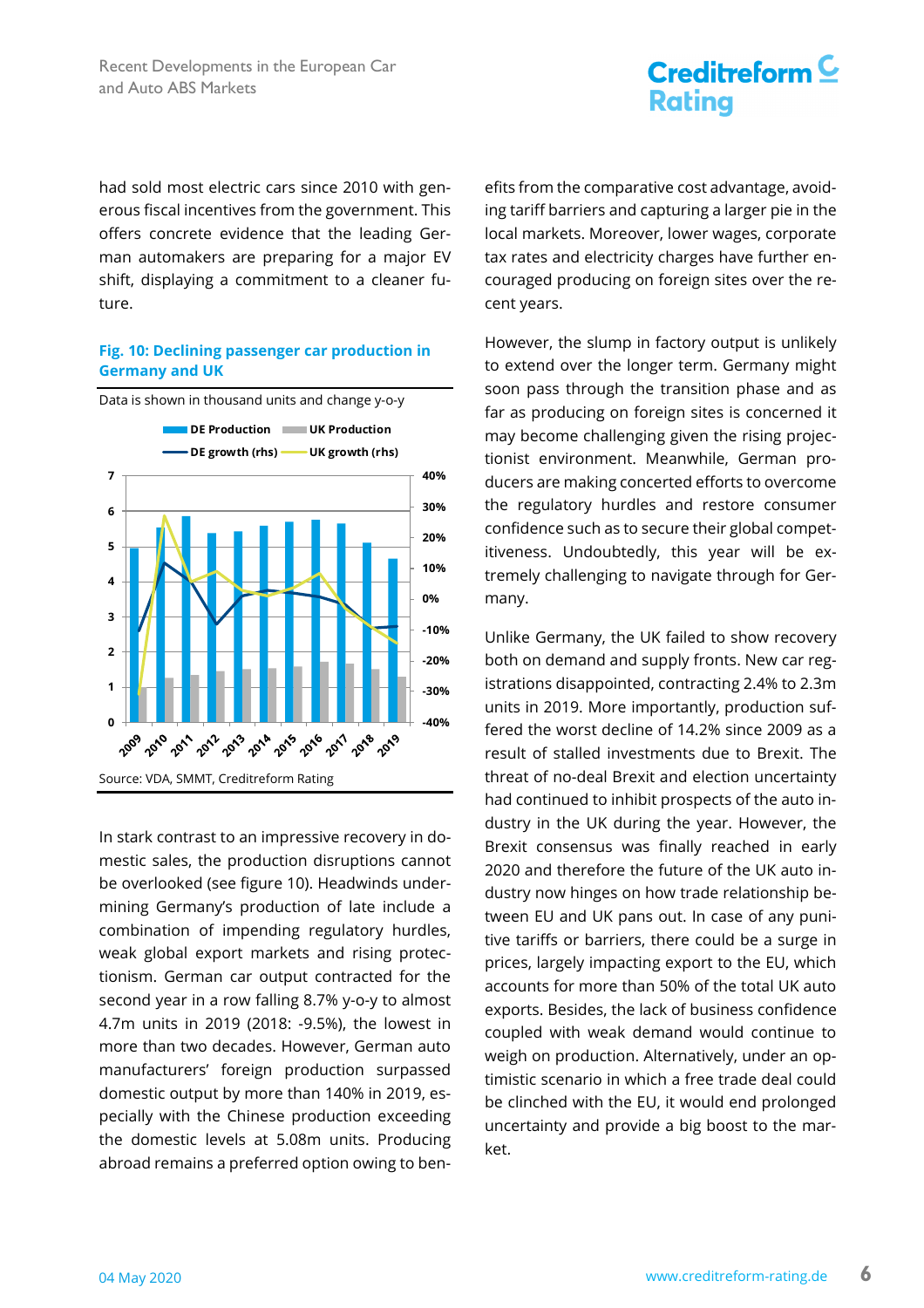had sold most electric cars since 2010 with generous fiscal incentives from the government. This offers concrete evidence that the leading German automakers are preparing for a major EV shift, displaying a commitment to a cleaner future.

**Fig. 10: Declining passenger car production in Germany and UK**

Data is shown in thousand units and change y-o-y

Source: VDA, SMMT, Creditreform Rating

In stark contrast to an impressive recovery in domestic sales, the production disruptions cannot be overlooked (see figure 10). Headwinds undermining Germany's production of late include a combination of impending regulatory hurdles, weak global export markets and rising protectionism. German car output contracted for the second year in a row falling 8.7% y-o-y to almost 4.7m units in 2019 (2018: -9.5%), the lowest in more than two decades. However, German auto manufacturers' foreign production surpassed domestic output by more than 140% in 2019, especially with the Chinese production exceeding the domestic levels at 5.08m units. Producing abroad remains a preferred option owing to benefits from the comparative cost advantage, avoiding tariff barriers and capturing a larger pie in the local markets. Moreover, lower wages, corporate tax rates and electricity charges have further encouraged producing on foreign sites over the recent years.

However, the slump in factory output is unlikely to extend over the longer term. Germany might soon pass through the transition phase and as far as producing on foreign sites is concerned it may become challenging given the rising projectionist environment. Meanwhile, German producers are making concerted efforts to overcome the regulatory hurdles and restore consumer confidence such as to secure their global competitiveness. Undoubtedly, this year will be extremely challenging to navigate through for Germany.

Unlike Germany, the UK failed to show recovery both on demand and supply fronts. New car registrations disappointed, contracting 2.4% to 2.3m units in 2019. More importantly, production suffered the worst decline of 14.2% since 2009 as a result of stalled investments due to Brexit. The threat of no-deal Brexit and election uncertainty had continued to inhibit prospects of the auto industry in the UK during the year. However, the Brexit consensus was finally reached in early 2020 and therefore the future of the UK auto industry now hinges on how trade relationship between EU and UK pans out. In case of any punitive tariffs or barriers, there could be a surge in prices, largely impacting export to the EU, which accounts for more than 50% of the total UK auto exports. Besides, the lack of business confidence coupled with weak demand would continue to weigh on production. Alternatively, under an optimistic scenario in which a free trade deal could be clinched with the EU, it would end prolonged uncertainty and provide a big boost to the market.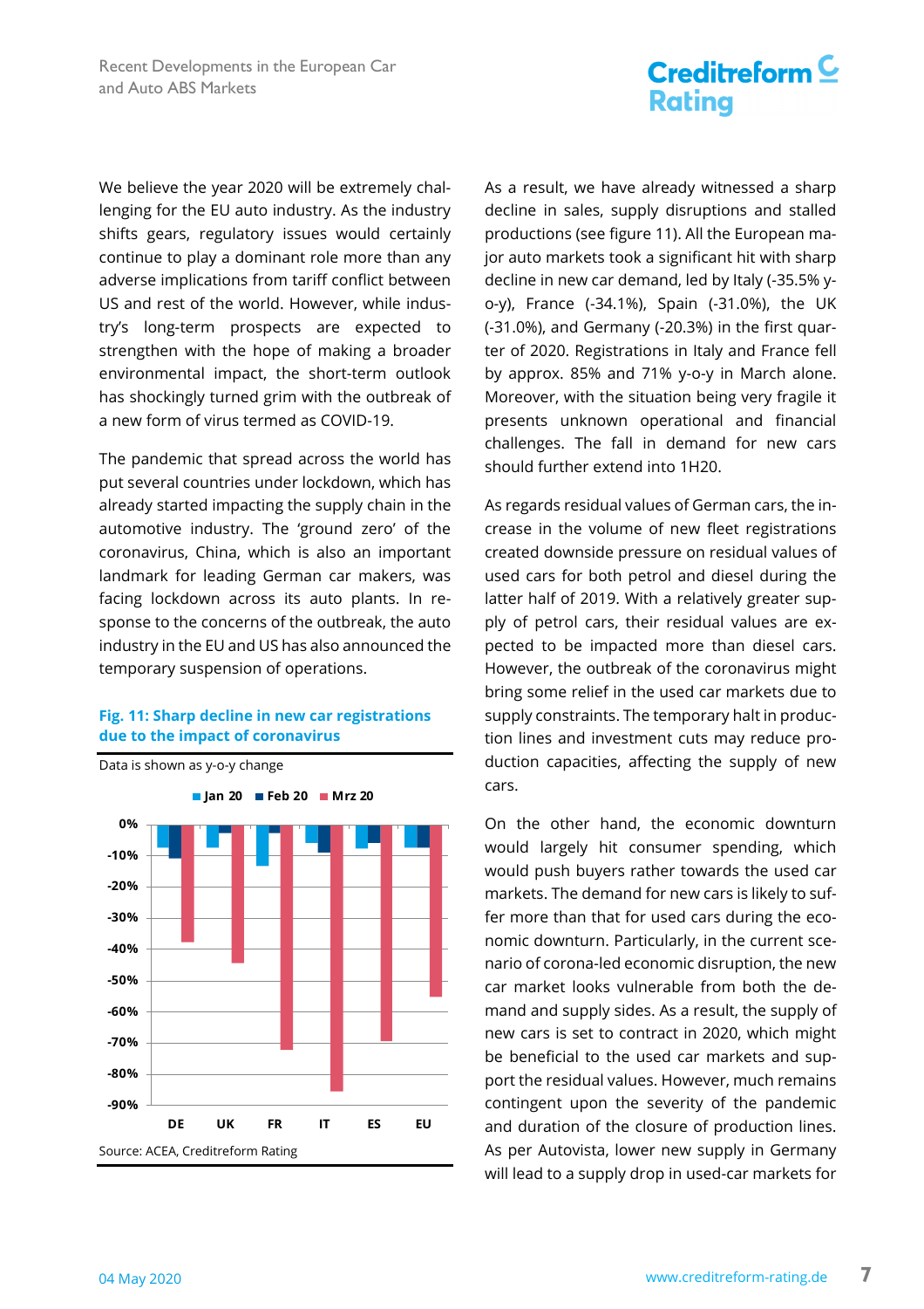We believe the year 2020 will be extremely challenging for the EU auto industry. As the industry shifts gears, regulatory issues would certainly continue to play a dominant role more than any adverse implications from tariff conflict between US and rest of the world. However, while industry's long-term prospects are expected to strengthen with the hope of making a broader environmental impact, the short-term outlook has shockingly turned grim with the outbreak of a new form of virus termed as COVID-19.

The pandemic that spread across the world has put several countries under lockdown, which has already started impacting the supply chain in the automotive industry. The 'ground zero' of the coronavirus, China, which is also an important landmark for leading German car makers, was facing lockdown across its auto plants. In response to the concerns of the outbreak, the auto industry in the EU and US has also announced the temporary suspension of operations.

**Fig. 11: Sharp decline in new car registrations due to the impact of coronavirus**

Data is shown as y-o-y change

Source: ACEA, Creditreform Rating

As a result, we have already witnessed a sharp decline in sales, supply disruptions and stalled productions (see figure 11). All the European major auto markets took a significant hit with sharp decline in new car demand, led by Italy (-35.5% y-o-y), France (-34.1%), Spain (-31.0%), the UK (-31.0%), and Germany (-20.3%) in the first quarter of 2020. Registrations in Italy and France fell by approx. 85% and 71% y-o-y in March alone. Moreover, with the situation being very fragile it presents unknown operational and financial challenges. The fall in demand for new cars should further extend into 1H20.

As regards residual values of German cars, the increase in the volume of new fleet registrations created downside pressure on residual values of used cars for both petrol and diesel during the latter half of 2019. With a relatively greater supply of petrol cars, their residual values are expected to be impacted more than diesel cars. However, the outbreak of the coronavirus might bring some relief in the used car markets due to supply constraints. The temporary halt in production lines and investment cuts may reduce production capacities, affecting the supply of new cars.

On the other hand, the economic downturn would largely hit consumer spending, which would push buyers rather towards the used car markets. The demand for new cars is likely to suffer more than that for used cars during the economic downturn. Particularly, in the current scenario of corona-led economic disruption, the new car market looks vulnerable from both the demand and supply sides. As a result, the supply of new cars is set to contract in 2020, which might be beneficial to the used car markets and support the residual values. However, much remains contingent upon the severity of the pandemic and duration of the closure of production lines. As per Autovista, lower new supply in Germany will lead to a supply drop in used-car markets for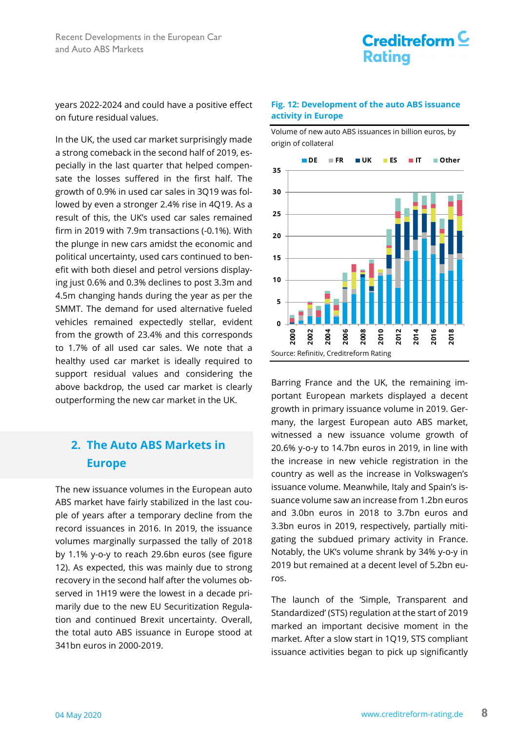years 2022-2024 and could have a positive effect on future residual values.

In the UK, the used car market surprisingly made a strong comeback in the second half of 2019, especially in the last quarter that helped compensate the losses suffered in the first half. The growth of 0.9% in used car sales in 3Q19 was followed by even a stronger 2.4% rise in 4Q19. As a result of this, the UK's used car sales remained firm in 2019 with 7.9m transactions (-0.1%). With the plunge in new cars amidst the economic and political uncertainty, used cars continued to benefit with both diesel and petrol versions displaying just 0.6% and 0.3% declines to post 3.3m and 4.5m changing hands during the year as per the SMMT. The demand for used alternative fueled vehicles remained expectedly stellar, evident from the growth of 23.4% and this corresponds to 1.7% of all used car sales. We note that a healthy used car market is ideally required to support residual values and considering the above backdrop, the used car market is clearly outperforming the new car market in the UK.

## 2. The Auto ABS Markets in Europe

The new issuance volumes in the European auto ABS market have fairly stabilized in the last couple of years after a temporary decline from the record issuances in 2016. In 2019, the issuance volumes marginally surpassed the tally of 2018 by 1.1% y-o-y to reach 29.6bn euros (see figure 12). As expected, this was mainly due to strong recovery in the second half after the volumes observed in 1H19 were the lowest in a decade primarily due to the new EU Securitization Regulation and continued Brexit uncertainty. Overall, the total auto ABS issuance in Europe stood at 341bn euros in 2000-2019.

**Fig. 12: Development of the auto ABS issuance activity in Europe**

Volume of new auto ABS issuances in billion euros, by origin of collateral

Source: Refinitiv, Creditreform Rating

Barring France and the UK, the remaining important European markets displayed a decent growth in primary issuance volume in 2019. Germany, the largest European auto ABS market, witnessed a new issuance volume growth of 20.6% y-o-y to 14.7bn euros in 2019, in line with the increase in new vehicle registration in the country as well as the increase in Volkswagen's issuance volume. Meanwhile, Italy and Spain's issuance volume saw an increase from 1.2bn euros and 3.0bn euros in 2018 to 3.7bn euros and 3.3bn euros in 2019, respectively, partially mitigating the subdued primary activity in France. Notably, the UK's volume shrank by 34% y-o-y in 2019 but remained at a decent level of 5.2bn euros.

The launch of the 'Simple, Transparent and Standardized' (STS) regulation at the start of 2019 marked an important decisive moment in the market. After a slow start in 1Q19, STS compliant issuance activities began to pick up significantly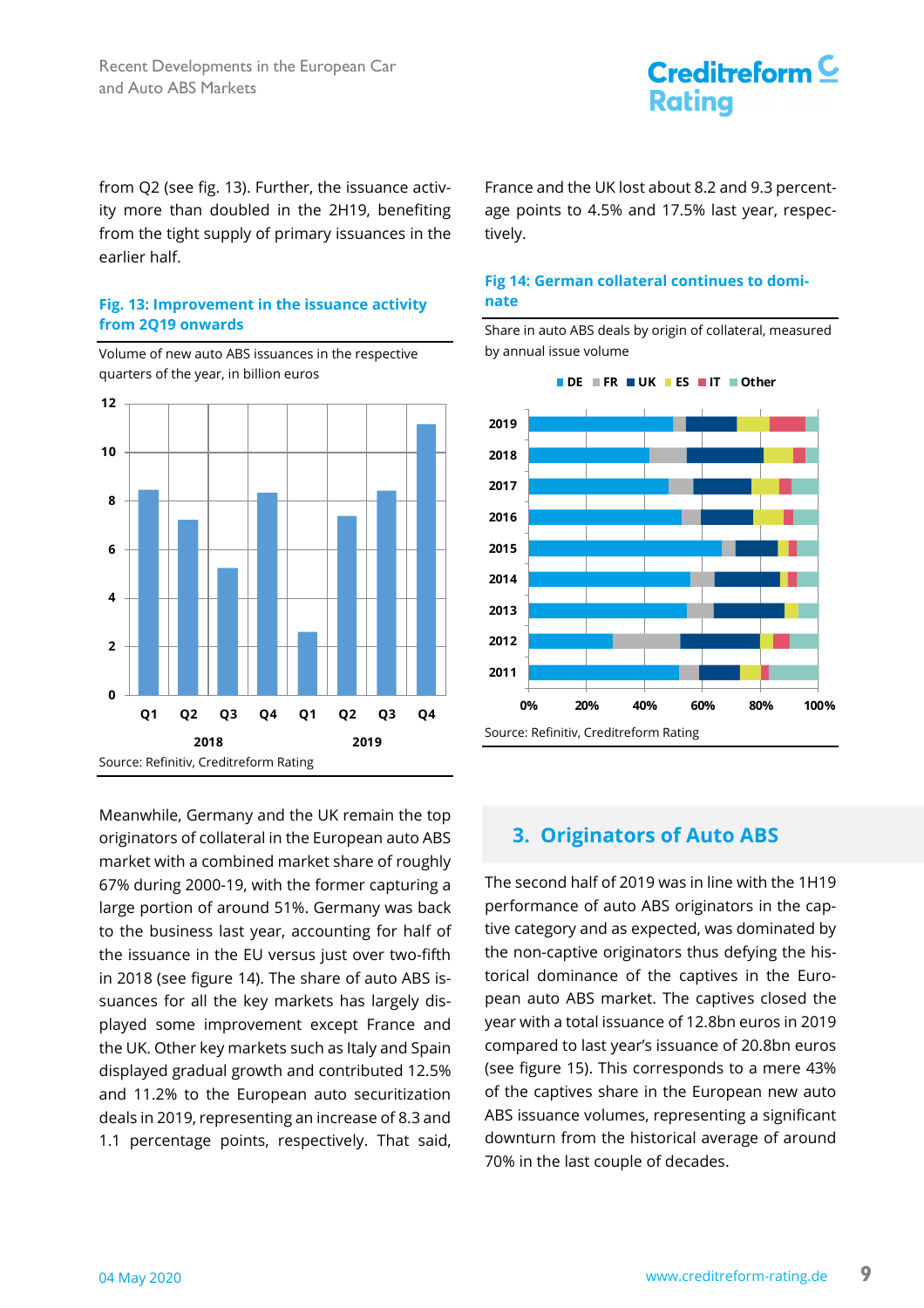from Q2 (see fig. 13). Further, the issuance activity more than doubled in the 2H19, benefiting from the tight supply of primary issuances in the earlier half.

**Fig. 13: Improvement in the issuance activity from 2Q19 onwards**

Volume of new auto ABS issuances in the respective quarters of the year, in billion euros

Source: Refinitiv, Creditreform Rating

Meanwhile, Germany and the UK remain the top originators of collateral in the European auto ABS market with a combined market share of roughly 67% during 2000-19, with the former capturing a large portion of around 51%. Germany was back to the business last year, accounting for half of the issuance in the EU versus just over two-fifth in 2018 (see figure 14). The share of auto ABS issuances for all the key markets has largely displayed some improvement except France and the UK. Other key markets such as Italy and Spain displayed gradual growth and contributed 12.5% and 11.2% to the European auto securitization deals in 2019, representing an increase of 8.3 and 1.1 percentage points, respectively. That said, France and the UK lost about 8.2 and 9.3 percentage points to 4.5% and 17.5% last year, respectively.

**Fig 14: German collateral continues to dominate**

Share in auto ABS deals by origin of collateral, measured by annual issue volume

Source: Refinitiv, Creditreform Rating

## 3. Originators of Auto ABS

The second half of 2019 was in line with the 1H19 performance of auto ABS originators in the captive category and as expected, was dominated by the non-captive originators thus defying the historical dominance of the captives in the European auto ABS market. The captives closed the year with a total issuance of 12.8bn euros in 2019 compared to last year's issuance of 20.8bn euros (see figure 15). This corresponds to a mere 43% of the captives share in the European new auto ABS issuance volumes, representing a significant downturn from the historical average of around 70% in the last couple of decades.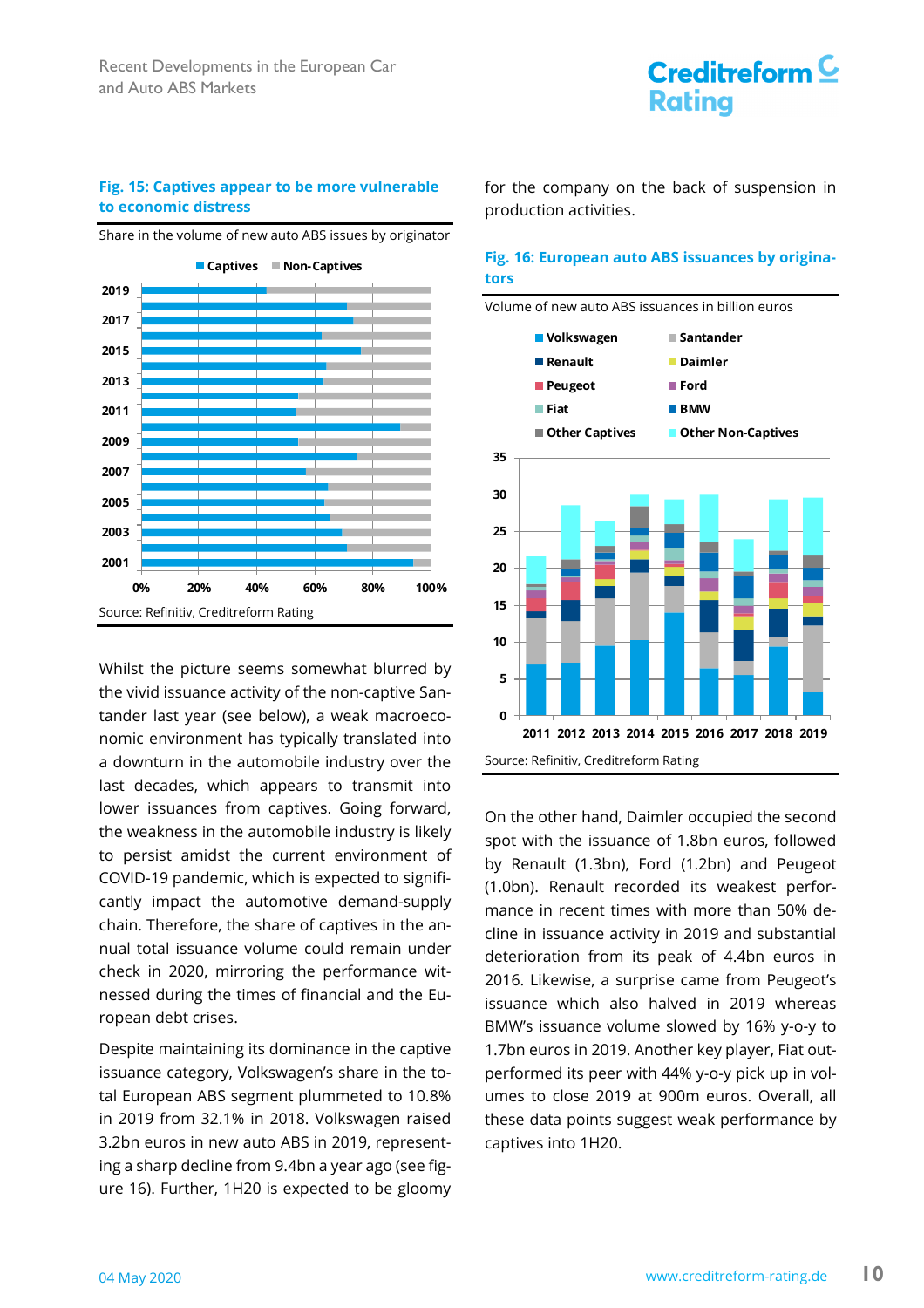### Fig. 15: Captives appear to be more vulnerable to economic distress

Share in the volume of new auto ABS issues by originator

Source: Refinitiv, Creditreform Rating

Whilst the picture seems somewhat blurred by the vivid issuance activity of the non-captive Santander last year (see below), a weak macroeconomic environment has typically translated into a downturn in the automobile industry over the last decades, which appears to transmit into lower issuances from captives. Going forward, the weakness in the automobile industry is likely to persist amidst the current environment of COVID-19 pandemic, which is expected to significantly impact the automotive demand-supply chain. Therefore, the share of captives in the annual total issuance volume could remain under check in 2020, mirroring the performance witnessed during the times of financial and the European debt crises.

Despite maintaining its dominance in the captive issuance category, Volkswagen's share in the total European ABS segment plummeted to 10.8% in 2019 from 32.1% in 2018. Volkswagen raised 3.2bn euros in new auto ABS in 2019, representing a sharp decline from 9.4bn a year ago (see figure 16). Further, 1H20 is expected to be gloomy for the company on the back of suspension in production activities.

### Fig. 16: European auto ABS issuances by originators

Volume of new auto ABS issuances in billion euros

Source: Refinitiv, Creditreform Rating

On the other hand, Daimler occupied the second spot with the issuance of 1.8bn euros, followed by Renault (1.3bn), Ford (1.2bn) and Peugeot (1.0bn). Renault recorded its weakest performance in recent times with more than 50% decline in issuance activity in 2019 and substantial deterioration from its peak of 4.4bn euros in 2016. Likewise, a surprise came from Peugeot's issuance which also halved in 2019 whereas BMW's issuance volume slowed by 16% y-o-y to 1.7bn euros in 2019. Another key player, Fiat outperformed its peer with 44% y-o-y pick up in volumes to close 2019 at 900m euros. Overall, all these data points suggest weak performance by captives into 1H20.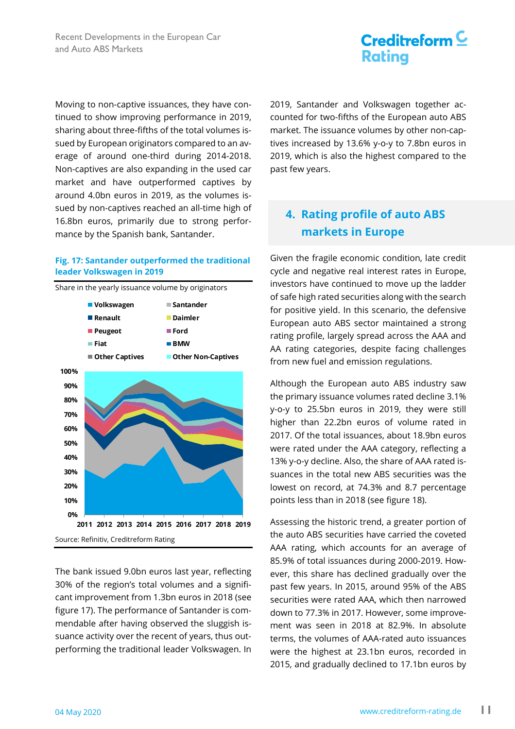Moving to non-captive issuances, they have continued to show improving performance in 2019, sharing about three-fifths of the total volumes issued by European originators compared to an average of around one-third during 2014-2018. Non-captives are also expanding in the used car market and have outperformed captives by around 4.0bn euros in 2019, as the volumes issued by non-captives reached an all-time high of 16.8bn euros, primarily due to strong performance by the Spanish bank, Santander.

**Fig. 17: Santander outperformed the traditional leader Volkswagen in 2019**

Share in the yearly issuance volume by originators

Source: Refinitiv, Creditreform Rating

The bank issued 9.0bn euros last year, reflecting 30% of the region's total volumes and a significant improvement from 1.3bn euros in 2018 (see figure 17). The performance of Santander is commendable after having observed the sluggish issuance activity over the recent of years, thus outperforming the traditional leader Volkswagen. In 2019, Santander and Volkswagen together accounted for two-fifths of the European auto ABS market. The issuance volumes by other non-captives increased by 13.6% y-o-y to 7.8bn euros in 2019, which is also the highest compared to the past few years.

## 4. Rating profile of auto ABS markets in Europe

Given the fragile economic condition, late credit cycle and negative real interest rates in Europe, investors have continued to move up the ladder of safe high rated securities along with the search for positive yield. In this scenario, the defensive European auto ABS sector maintained a strong rating profile, largely spread across the AAA and AA rating categories, despite facing challenges from new fuel and emission regulations.

Although the European auto ABS industry saw the primary issuance volumes rated decline 3.1% y-o-y to 25.5bn euros in 2019, they were still higher than 22.2bn euros of volume rated in 2017. Of the total issuances, about 18.9bn euros were rated under the AAA category, reflecting a 13% y-o-y decline. Also, the share of AAA rated issuances in the total new ABS securities was the lowest on record, at 74.3% and 8.7 percentage points less than in 2018 (see figure 18).

Assessing the historic trend, a greater portion of the auto ABS securities have carried the coveted AAA rating, which accounts for an average of 85.9% of total issuances during 2000-2019. However, this share has declined gradually over the past few years. In 2015, around 95% of the ABS securities were rated AAA, which then narrowed down to 77.3% in 2017. However, some improvement was seen in 2018 at 82.9%. In absolute terms, the volumes of AAA-rated auto issuances were the highest at 23.1bn euros, recorded in 2015, and gradually declined to 17.1bn euros by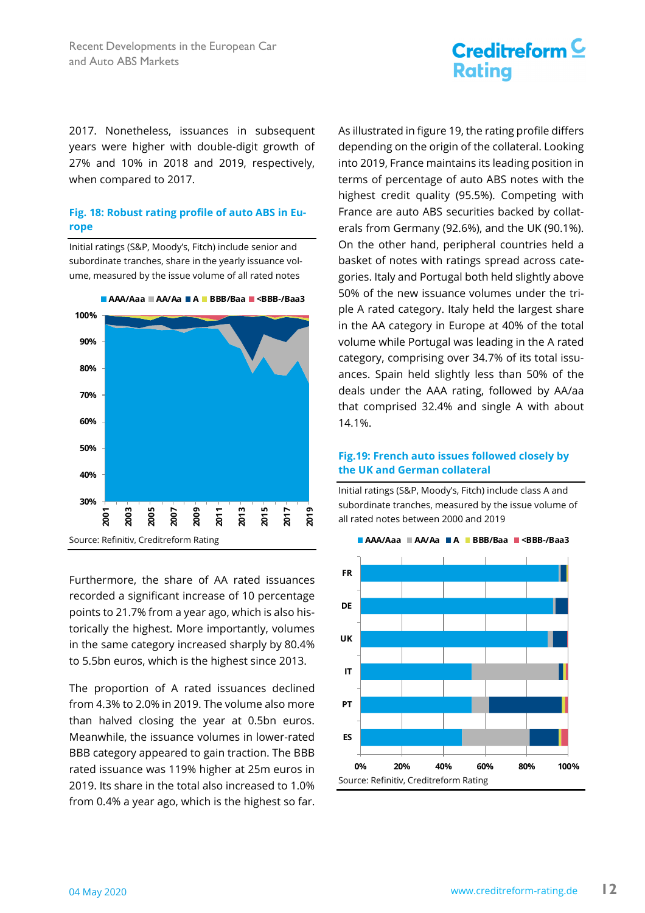2017. Nonetheless, issuances in subsequent years were higher with double-digit growth of 27% and 10% in 2018 and 2019, respectively, when compared to 2017.

**Fig. 18: Robust rating profile of auto ABS in Europe**

Initial ratings (S&P, Moody's, Fitch) include senior and subordinate tranches, share in the yearly issuance volume, measured by the issue volume of all rated notes

Source: Refinitiv, Creditreform Rating

Furthermore, the share of AA rated issuances recorded a significant increase of 10 percentage points to 21.7% from a year ago, which is also historically the highest. More importantly, volumes in the same category increased sharply by 80.4% to 5.5bn euros, which is the highest since 2013.

The proportion of A rated issuances declined from 4.3% to 2.0% in 2019. The volume also more than halved closing the year at 0.5bn euros. Meanwhile, the issuance volumes in lower-rated BBB category appeared to gain traction. The BBB rated issuance was 119% higher at 25m euros in 2019. Its share in the total also increased to 1.0% from 0.4% a year ago, which is the highest so far.

As illustrated in figure 19, the rating profile differs depending on the origin of the collateral. Looking into 2019, France maintains its leading position in terms of percentage of auto ABS notes with the highest credit quality (95.5%). Competing with France are auto ABS securities backed by collaterals from Germany (92.6%), and the UK (90.1%). On the other hand, peripheral countries held a basket of notes with ratings spread across categories. Italy and Portugal both held slightly above 50% of the new issuance volumes under the triple A rated category. Italy held the largest share in the AA category in Europe at 40% of the total volume while Portugal was leading in the A rated category, comprising over 34.7% of its total issuances. Spain held slightly less than 50% of the deals under the AAA rating, followed by AA/aa that comprised 32.4% and single A with about 14.1%.

**Fig.19: French auto issues followed closely by the UK and German collateral**

Initial ratings (S&P, Moody's, Fitch) include class A and subordinate tranches, measured by the issue volume of all rated notes between 2000 and 2019

Source: Refinitiv, Creditreform Rating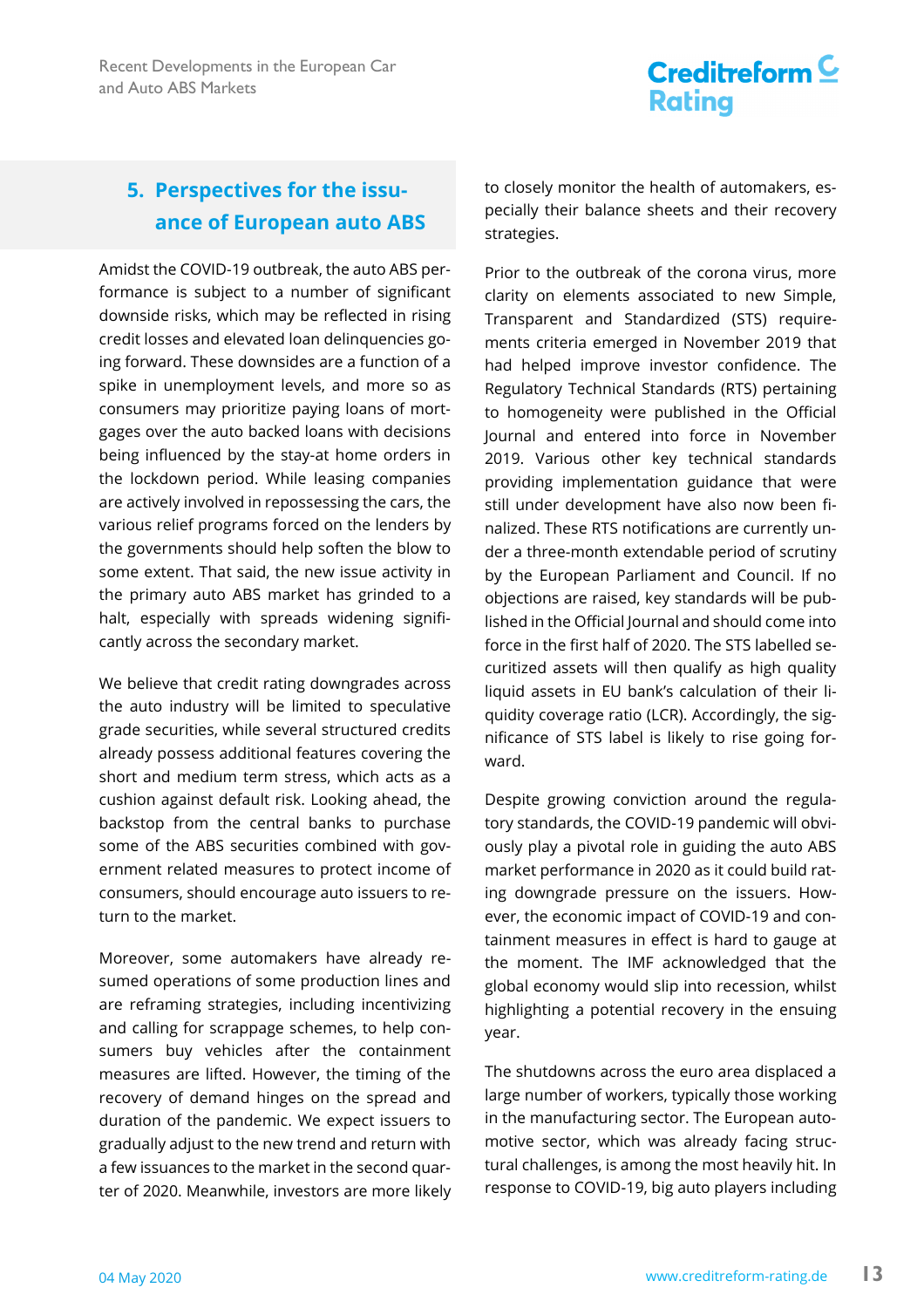## 5. Perspectives for the issuance of European auto ABS

Amidst the COVID-19 outbreak, the auto ABS performance is subject to a number of significant downside risks, which may be reflected in rising credit losses and elevated loan delinquencies going forward. These downsides are a function of a spike in unemployment levels, and more so as consumers may prioritize paying loans of mortgages over the auto backed loans with decisions being influenced by the stay-at home orders in the lockdown period. While leasing companies are actively involved in repossessing the cars, the various relief programs forced on the lenders by the governments should help soften the blow to some extent. That said, the new issue activity in the primary auto ABS market has grinded to a halt, especially with spreads widening significantly across the secondary market.

We believe that credit rating downgrades across the auto industry will be limited to speculative grade securities, while several structured credits already possess additional features covering the short and medium term stress, which acts as a cushion against default risk. Looking ahead, the backstop from the central banks to purchase some of the ABS securities combined with government related measures to protect income of consumers, should encourage auto issuers to return to the market.

Moreover, some automakers have already resumed operations of some production lines and are reframing strategies, including incentivizing and calling for scrappage schemes, to help consumers buy vehicles after the containment measures are lifted. However, the timing of the recovery of demand hinges on the spread and duration of the pandemic. We expect issuers to gradually adjust to the new trend and return with a few issuances to the market in the second quarter of 2020. Meanwhile, investors are more likely to closely monitor the health of automakers, especially their balance sheets and their recovery strategies.

Prior to the outbreak of the corona virus, more clarity on elements associated to new Simple, Transparent and Standardized (STS) requirements criteria emerged in November 2019 that had helped improve investor confidence. The Regulatory Technical Standards (RTS) pertaining to homogeneity were published in the Official Journal and entered into force in November 2019. Various other key technical standards providing implementation guidance that were still under development have also now been finalized. These RTS notifications are currently under a three-month extendable period of scrutiny by the European Parliament and Council. If no objections are raised, key standards will be published in the Official Journal and should come into force in the first half of 2020. The STS labelled securitized assets will then qualify as high quality liquid assets in EU bank's calculation of their liquidity coverage ratio (LCR). Accordingly, the significance of STS label is likely to rise going forward.

Despite growing conviction around the regulatory standards, the COVID-19 pandemic will obviously play a pivotal role in guiding the auto ABS market performance in 2020 as it could build rating downgrade pressure on the issuers. However, the economic impact of COVID-19 and containment measures in effect is hard to gauge at the moment. The IMF acknowledged that the global economy would slip into recession, whilst highlighting a potential recovery in the ensuing year.

The shutdowns across the euro area displaced a large number of workers, typically those working in the manufacturing sector. The European automotive sector, which was already facing structural challenges, is among the most heavily hit. In response to COVID-19, big auto players including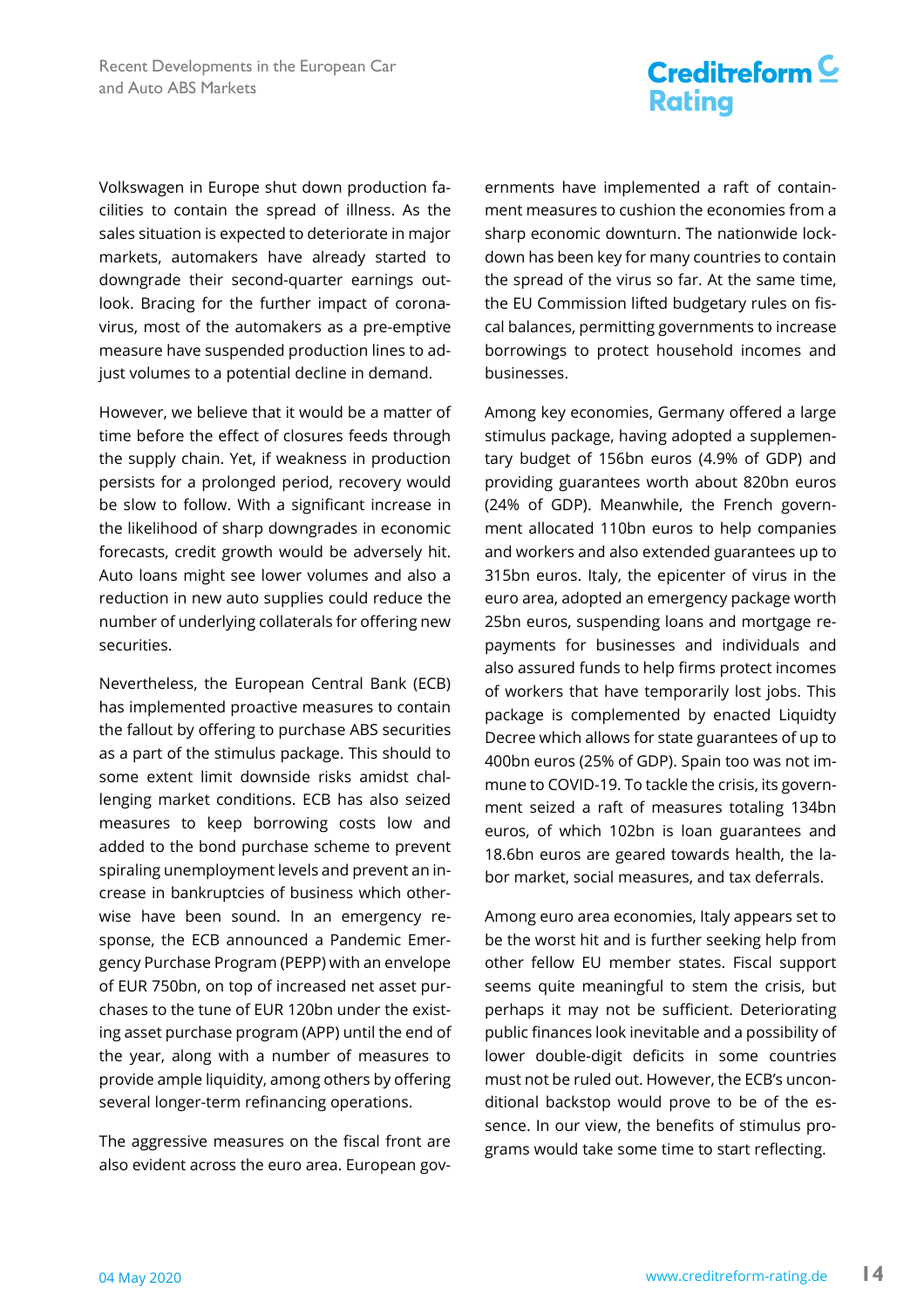Volkswagen in Europe shut down production facilities to contain the spread of illness. As the sales situation is expected to deteriorate in major markets, automakers have already started to downgrade their second-quarter earnings outlook. Bracing for the further impact of coronavirus, most of the automakers as a pre-emptive measure have suspended production lines to adjust volumes to a potential decline in demand.

However, we believe that it would be a matter of time before the effect of closures feeds through the supply chain. Yet, if weakness in production persists for a prolonged period, recovery would be slow to follow. With a significant increase in the likelihood of sharp downgrades in economic forecasts, credit growth would be adversely hit. Auto loans might see lower volumes and also a reduction in new auto supplies could reduce the number of underlying collaterals for offering new securities.

Nevertheless, the European Central Bank (ECB) has implemented proactive measures to contain the fallout by offering to purchase ABS securities as a part of the stimulus package. This should to some extent limit downside risks amidst challenging market conditions. ECB has also seized measures to keep borrowing costs low and added to the bond purchase scheme to prevent spiraling unemployment levels and prevent an increase in bankruptcies of business which otherwise have been sound. In an emergency response, the ECB announced a Pandemic Emergency Purchase Program (PEPP) with an envelope of EUR 750bn, on top of increased net asset purchases to the tune of EUR 120bn under the existing asset purchase program (APP) until the end of the year, along with a number of measures to provide ample liquidity, among others by offering several longer-term refinancing operations.

The aggressive measures on the fiscal front are also evident across the euro area. European governments have implemented a raft of containment measures to cushion the economies from a sharp economic downturn. The nationwide lockdown has been key for many countries to contain the spread of the virus so far. At the same time, the EU Commission lifted budgetary rules on fiscal balances, permitting governments to increase borrowings to protect household incomes and businesses.

Among key economies, Germany offered a large stimulus package, having adopted a supplementary budget of 156bn euros (4.9% of GDP) and providing guarantees worth about 820bn euros (24% of GDP). Meanwhile, the French government allocated 110bn euros to help companies and workers and also extended guarantees up to 315bn euros. Italy, the epicenter of virus in the euro area, adopted an emergency package worth 25bn euros, suspending loans and mortgage repayments for businesses and individuals and also assured funds to help firms protect incomes of workers that have temporarily lost jobs. This package is complemented by enacted Liquidty Decree which allows for state guarantees of up to 400bn euros (25% of GDP). Spain too was not immune to COVID-19. To tackle the crisis, its government seized a raft of measures totaling 134bn euros, of which 102bn is loan guarantees and 18.6bn euros are geared towards health, the labor market, social measures, and tax deferrals.

Among euro area economies, Italy appears set to be the worst hit and is further seeking help from other fellow EU member states. Fiscal support seems quite meaningful to stem the crisis, but perhaps it may not be sufficient. Deteriorating public finances look inevitable and a possibility of lower double-digit deficits in some countries must not be ruled out. However, the ECB's unconditional backstop would prove to be of the essence. In our view, the benefits of stimulus programs would take some time to start reflecting.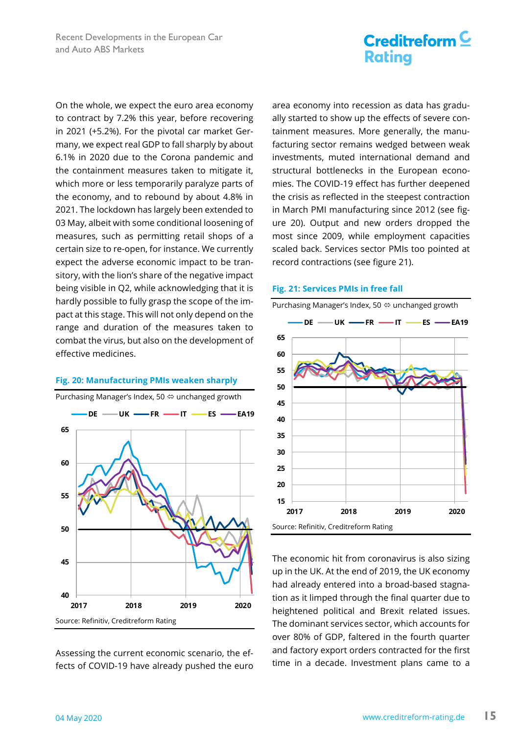On the whole, we expect the euro area economy to contract by 7.2% this year, before recovering in 2021 (+5.2%). For the pivotal car market Germany, we expect real GDP to fall sharply by about 6.1% in 2020 due to the Corona pandemic and the containment measures taken to mitigate it, which more or less temporarily paralyze parts of the economy, and to rebound by about 4.8% in 2021. The lockdown has largely been extended to 03 May, albeit with some conditional loosening of measures, such as permitting retail shops of a certain size to re-open, for instance. We currently expect the adverse economic impact to be transitory, with the lion's share of the negative impact being visible in Q2, while acknowledging that it is hardly possible to fully grasp the scope of the impact at this stage. This will not only depend on the range and duration of the measures taken to combat the virus, but also on the development of effective medicines.

**Fig. 20: Manufacturing PMIs weaken sharply**

Purchasing Manager's Index, 50 ⇔ unchanged growth

Source: Refinitiv, Creditreform Rating

Assessing the current economic scenario, the effects of COVID-19 have already pushed the euro area economy into recession as data has gradually started to show up the effects of severe containment measures. More generally, the manufacturing sector remains wedged between weak investments, muted international demand and structural bottlenecks in the European economies. The COVID-19 effect has further deepened the crisis as reflected in the steepest contraction in March PMI manufacturing since 2012 (see figure 20). Output and new orders dropped the most since 2009, while employment capacities scaled back. Services sector PMIs too pointed at record contractions (see figure 21).

**Fig. 21: Services PMIs in free fall**

Purchasing Manager's Index, 50 ⇔ unchanged growth

Source: Refinitiv, Creditreform Rating

The economic hit from coronavirus is also sizing up in the UK. At the end of 2019, the UK economy had already entered into a broad-based stagnation as it limped through the final quarter due to heightened political and Brexit related issues. The dominant services sector, which accounts for over 80% of GDP, faltered in the fourth quarter and factory export orders contracted for the first time in a decade. Investment plans came to a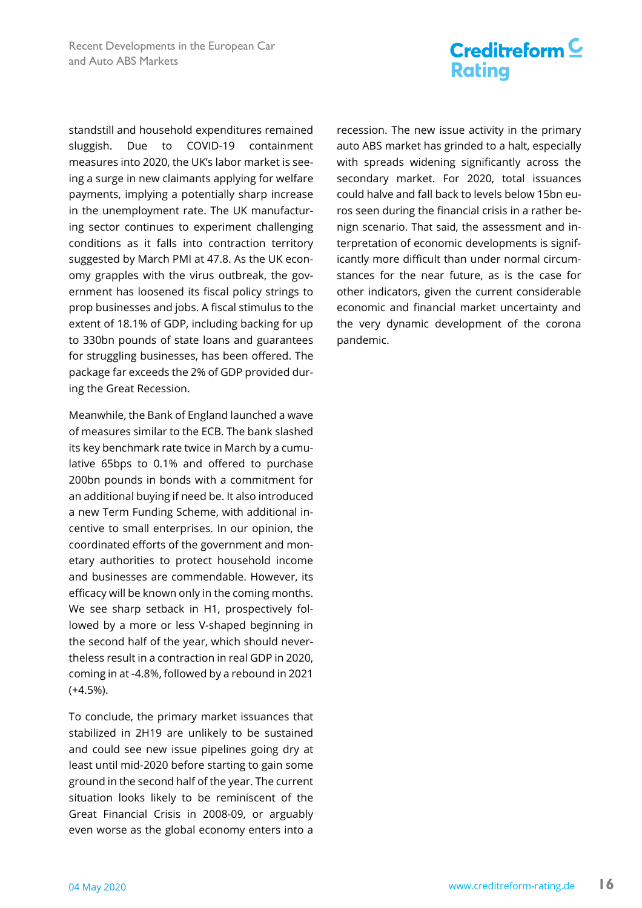standstill and household expenditures remained sluggish. Due to COVID-19 containment measures into 2020, the UK's labor market is seeing a surge in new claimants applying for welfare payments, implying a potentially sharp increase in the unemployment rate. The UK manufacturing sector continues to experiment challenging conditions as it falls into contraction territory suggested by March PMI at 47.8. As the UK economy grapples with the virus outbreak, the government has loosened its fiscal policy strings to prop businesses and jobs. A fiscal stimulus to the extent of 18.1% of GDP, including backing for up to 330bn pounds of state loans and guarantees for struggling businesses, has been offered. The package far exceeds the 2% of GDP provided during the Great Recession.

Meanwhile, the Bank of England launched a wave of measures similar to the ECB. The bank slashed its key benchmark rate twice in March by a cumulative 65bps to 0.1% and offered to purchase 200bn pounds in bonds with a commitment for an additional buying if need be. It also introduced a new Term Funding Scheme, with additional incentive to small enterprises. In our opinion, the coordinated efforts of the government and monetary authorities to protect household income and businesses are commendable. However, its efficacy will be known only in the coming months. We see sharp setback in H1, prospectively followed by a more or less V-shaped beginning in the second half of the year, which should nevertheless result in a contraction in real GDP in 2020, coming in at -4.8%, followed by a rebound in 2021 (+4.5%).

To conclude, the primary market issuances that stabilized in 2H19 are unlikely to be sustained and could see new issue pipelines going dry at least until mid-2020 before starting to gain some ground in the second half of the year. The current situation looks likely to be reminiscent of the Great Financial Crisis in 2008-09, or arguably even worse as the global economy enters into a recession. The new issue activity in the primary auto ABS market has grinded to a halt, especially with spreads widening significantly across the secondary market. For 2020, total issuances could halve and fall back to levels below 15bn euros seen during the financial crisis in a rather benign scenario. That said, the assessment and interpretation of economic developments is significantly more difficult than under normal circumstances for the near future, as is the case for other indicators, given the current considerable economic and financial market uncertainty and the very dynamic development of the corona pandemic.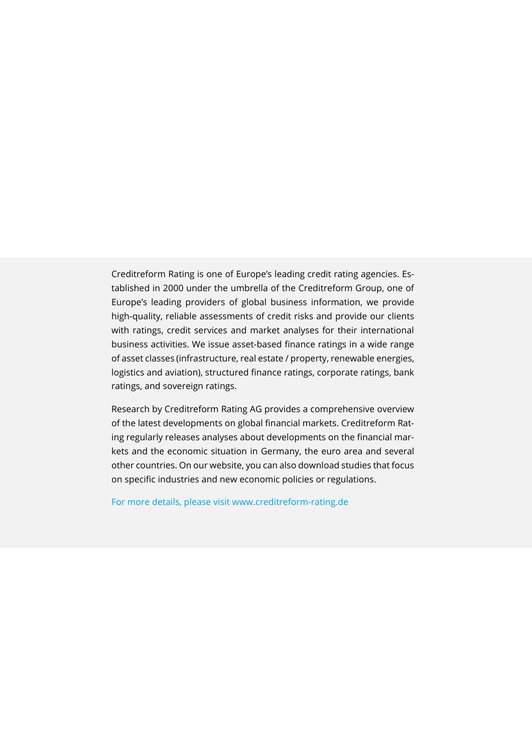Creditreform Rating is one of Europe's leading credit rating agencies. Established in 2000 under the umbrella of the Creditreform Group, one of Europe's leading providers of global business information, we provide high-quality, reliable assessments of credit risks and provide our clients with ratings, credit services and market analyses for their international business activities. We issue asset-based finance ratings in a wide range of asset classes (infrastructure, real estate / property, renewable energies, logistics and aviation), structured finance ratings, corporate ratings, bank ratings, and sovereign ratings.

Research by Creditreform Rating AG provides a comprehensive overview of the latest developments on global financial markets. Creditreform Rating regularly releases analyses about developments on the financial markets and the economic situation in Germany, the euro area and several other countries. On our website, you can also download studies that focus on specific industries and new economic policies or regulations.

For more details, please visit www.creditreform-rating.de